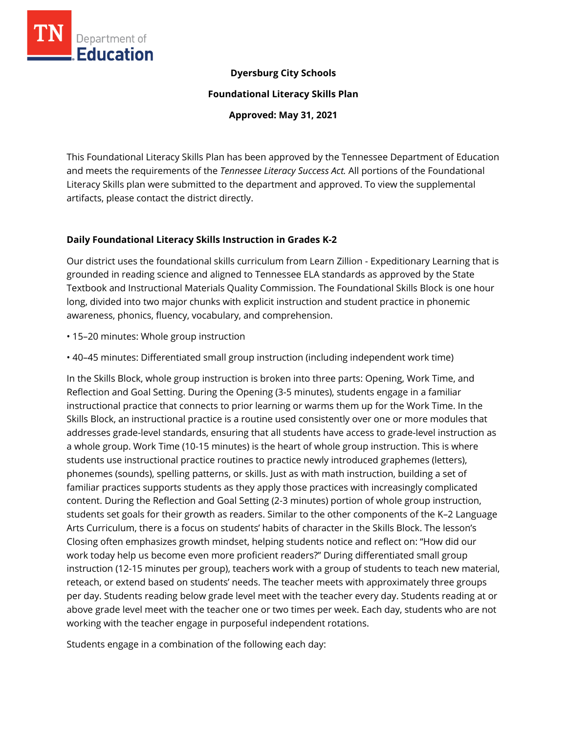**Dyersburg City Schools**

**Foundational Literacy Skills Plan**

**Approved: May 31, 2021**

This Foundational Literacy Skills Plan has been approved by the Tennessee Department of Education and meets the requirements of the *Tennessee Literacy Success Act.* All portions of the Foundational Literacy Skills plan were submitted to the department and approved. To view the supplemental artifacts, please contact the district directly.

## Daily Foundational Literacy Skills Instruction in Grades K-2

Our district uses the foundational skills curriculum from Learn Zillion - Expeditionary Learning that is grounded in reading science and aligned to Tennessee ELA standards as approved by the State Textbook and Instructional Materials Quality Commission. The Foundational Skills Block is one hour long, divided into two major chunks with explicit instruction and student practice in phonemic awareness, phonics, fluency, vocabulary, and comprehension.

- 15–20 minutes: Whole group instruction
- 40–45 minutes: Differentiated small group instruction (including independent work time)

In the Skills Block, whole group instruction is broken into three parts: Opening, Work Time, and Reflection and Goal Setting. During the Opening (3-5 minutes), students engage in a familiar instructional practice that connects to prior learning or warms them up for the Work Time. In the Skills Block, an instructional practice is a routine used consistently over one or more modules that addresses grade-level standards, ensuring that all students have access to grade-level instruction as a whole group. Work Time (10-15 minutes) is the heart of whole group instruction. This is where students use instructional practice routines to practice newly introduced graphemes (letters), phonemes (sounds), spelling patterns, or skills. Just as with math instruction, building a set of familiar practices supports students as they apply those practices with increasingly complicated content. During the Reflection and Goal Setting (2-3 minutes) portion of whole group instruction, students set goals for their growth as readers. Similar to the other components of the K–2 Language Arts Curriculum, there is a focus on students' habits of character in the Skills Block. The lesson's Closing often emphasizes growth mindset, helping students notice and reflect on: "How did our work today help us become even more proficient readers?" During differentiated small group instruction (12-15 minutes per group), teachers work with a group of students to teach new material, reteach, or extend based on students' needs. The teacher meets with approximately three groups per day. Students reading below grade level meet with the teacher every day. Students reading at or above grade level meet with the teacher one or two times per week. Each day, students who are not working with the teacher engage in purposeful independent rotations.

Students engage in a combination of the following each day: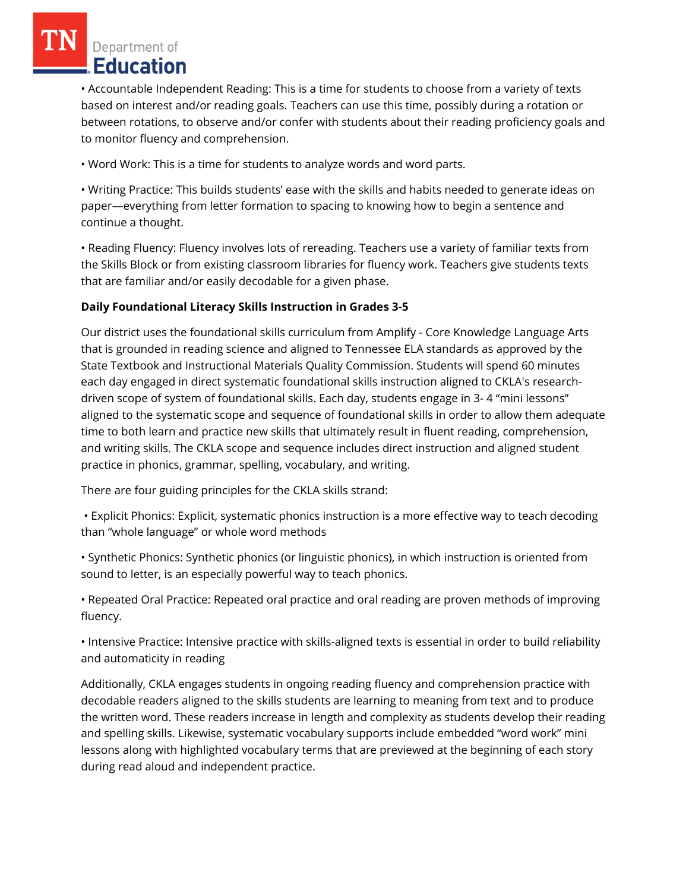- Accountable Independent Reading: This is a time for students to choose from a variety of texts based on interest and/or reading goals. Teachers can use this time, possibly during a rotation or between rotations, to observe and/or confer with students about their reading proficiency goals and to monitor fluency and comprehension.
- Word Work: This is a time for students to analyze words and word parts.
- Writing Practice: This builds students' ease with the skills and habits needed to generate ideas on paper—everything from letter formation to spacing to knowing how to begin a sentence and continue a thought.
- Reading Fluency: Fluency involves lots of rereading. Teachers use a variety of familiar texts from the Skills Block or from existing classroom libraries for fluency work. Teachers give students texts that are familiar and/or easily decodable for a given phase.

**Daily Foundational Literacy Skills Instruction in Grades 3-5**

Our district uses the foundational skills curriculum from Amplify - Core Knowledge Language Arts that is grounded in reading science and aligned to Tennessee ELA standards as approved by the State Textbook and Instructional Materials Quality Commission. Students will spend 60 minutes each day engaged in direct systematic foundational skills instruction aligned to CKLA's research-driven scope of system of foundational skills. Each day, students engage in 3- 4 "mini lessons" aligned to the systematic scope and sequence of foundational skills in order to allow them adequate time to both learn and practice new skills that ultimately result in fluent reading, comprehension, and writing skills. The CKLA scope and sequence includes direct instruction and aligned student practice in phonics, grammar, spelling, vocabulary, and writing.

There are four guiding principles for the CKLA skills strand:

- Explicit Phonics: Explicit, systematic phonics instruction is a more effective way to teach decoding than "whole language" or whole word methods
- Synthetic Phonics: Synthetic phonics (or linguistic phonics), in which instruction is oriented from sound to letter, is an especially powerful way to teach phonics.
- Repeated Oral Practice: Repeated oral practice and oral reading are proven methods of improving fluency.
- Intensive Practice: Intensive practice with skills-aligned texts is essential in order to build reliability and automaticity in reading

Additionally, CKLA engages students in ongoing reading fluency and comprehension practice with decodable readers aligned to the skills students are learning to meaning from text and to produce the written word. These readers increase in length and complexity as students develop their reading and spelling skills. Likewise, systematic vocabulary supports include embedded "word work" mini lessons along with highlighted vocabulary terms that are previewed at the beginning of each story during read aloud and independent practice.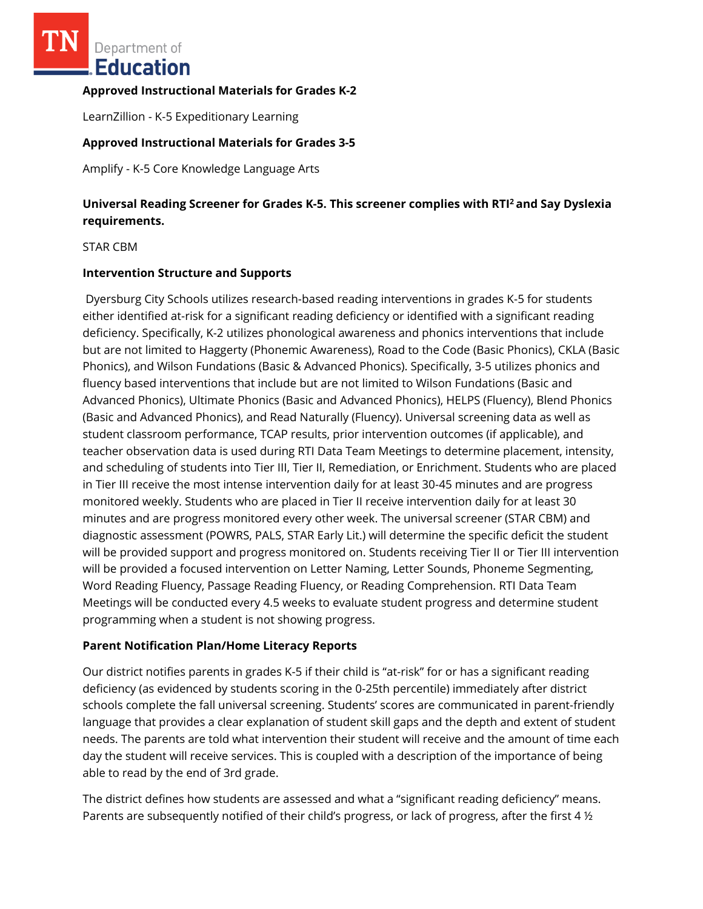**Approved Instructional Materials for Grades K-2**

LearnZillion - K-5 Expeditionary Learning

**Approved Instructional Materials for Grades 3-5**

Amplify - K-5 Core Knowledge Language Arts

**Universal Reading Screener for Grades K-5. This screener complies with RTI$^2$ and Say Dyslexia requirements.**

STAR CBM

**Intervention Structure and Supports**

Dyersburg City Schools utilizes research-based reading interventions in grades K-5 for students either identified at-risk for a significant reading deficiency or identified with a significant reading deficiency. Specifically, K-2 utilizes phonological awareness and phonics interventions that include but are not limited to Haggerty (Phonemic Awareness), Road to the Code (Basic Phonics), CKLA (Basic Phonics), and Wilson Fundations (Basic & Advanced Phonics). Specifically, 3-5 utilizes phonics and fluency based interventions that include but are not limited to Wilson Fundations (Basic and Advanced Phonics), Ultimate Phonics (Basic and Advanced Phonics), HELPS (Fluency), Blend Phonics (Basic and Advanced Phonics), and Read Naturally (Fluency). Universal screening data as well as student classroom performance, TCAP results, prior intervention outcomes (if applicable), and teacher observation data is used during RTI Data Team Meetings to determine placement, intensity, and scheduling of students into Tier III, Tier II, Remediation, or Enrichment. Students who are placed in Tier III receive the most intense intervention daily for at least 30-45 minutes and are progress monitored weekly. Students who are placed in Tier II receive intervention daily for at least 30 minutes and are progress monitored every other week. The universal screener (STAR CBM) and diagnostic assessment (POWRS, PALS, STAR Early Lit.) will determine the specific deficit the student will be provided support and progress monitored on. Students receiving Tier II or Tier III intervention will be provided a focused intervention on Letter Naming, Letter Sounds, Phoneme Segmenting, Word Reading Fluency, Passage Reading Fluency, or Reading Comprehension. RTI Data Team Meetings will be conducted every 4.5 weeks to evaluate student progress and determine student programming when a student is not showing progress.

**Parent Notification Plan/Home Literacy Reports**

Our district notifies parents in grades K-5 if their child is "at-risk" for or has a significant reading deficiency (as evidenced by students scoring in the 0-25th percentile) immediately after district schools complete the fall universal screening. Students' scores are communicated in parent-friendly language that provides a clear explanation of student skill gaps and the depth and extent of student needs. The parents are told what intervention their student will receive and the amount of time each day the student will receive services. This is coupled with a description of the importance of being able to read by the end of 3rd grade.

The district defines how students are assessed and what a "significant reading deficiency" means. Parents are subsequently notified of their child's progress, or lack of progress, after the first 4 ½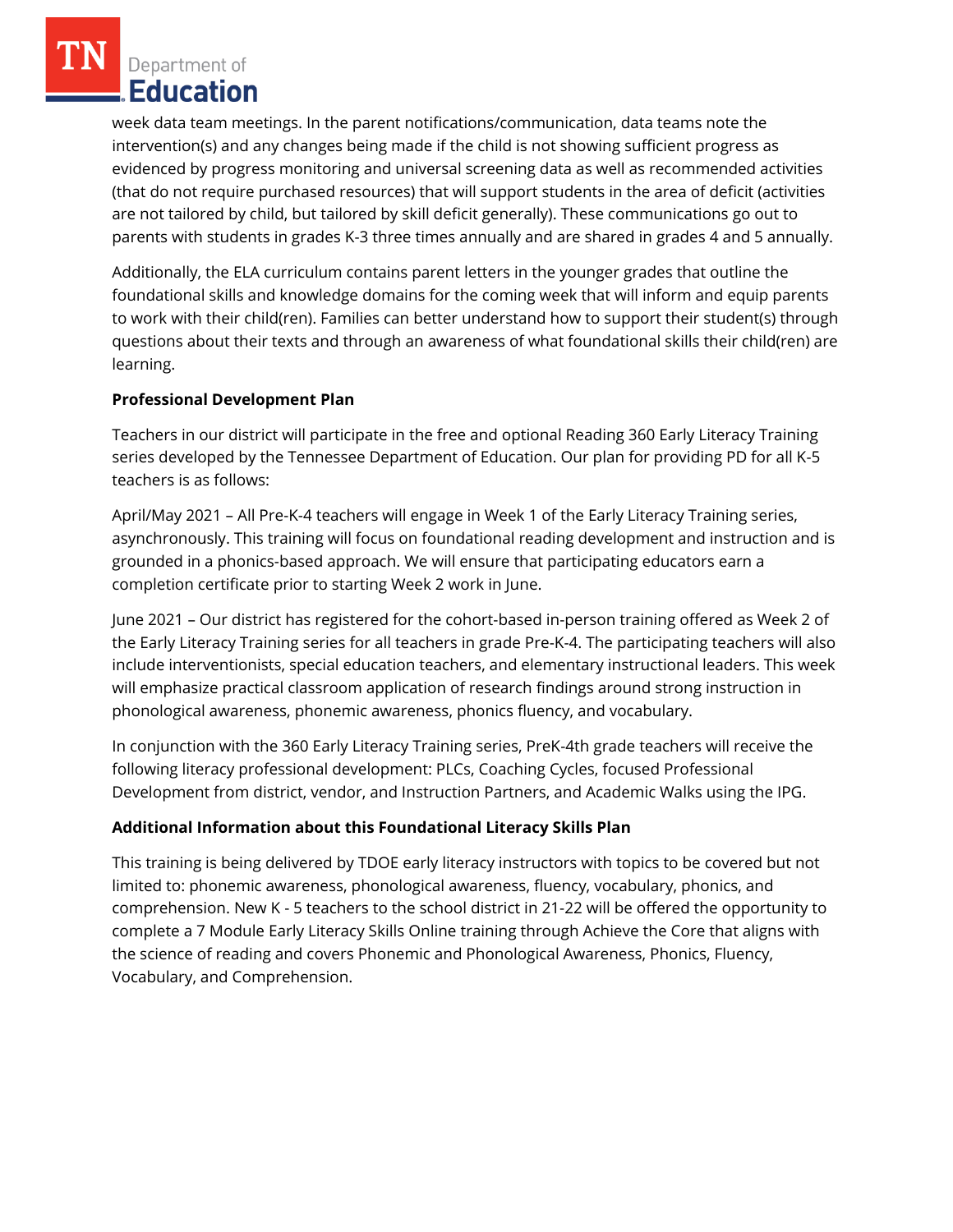week data team meetings. In the parent notifications/communication, data teams note the intervention(s) and any changes being made if the child is not showing sufficient progress as evidenced by progress monitoring and universal screening data as well as recommended activities (that do not require purchased resources) that will support students in the area of deficit (activities are not tailored by child, but tailored by skill deficit generally). These communications go out to parents with students in grades K-3 three times annually and are shared in grades 4 and 5 annually.

Additionally, the ELA curriculum contains parent letters in the younger grades that outline the foundational skills and knowledge domains for the coming week that will inform and equip parents to work with their child(ren). Families can better understand how to support their student(s) through questions about their texts and through an awareness of what foundational skills their child(ren) are learning.

**Professional Development Plan**

Teachers in our district will participate in the free and optional Reading 360 Early Literacy Training series developed by the Tennessee Department of Education. Our plan for providing PD for all K-5 teachers is as follows:

April/May 2021 – All Pre-K-4 teachers will engage in Week 1 of the Early Literacy Training series, asynchronously. This training will focus on foundational reading development and instruction and is grounded in a phonics-based approach. We will ensure that participating educators earn a completion certificate prior to starting Week 2 work in June.

June 2021 – Our district has registered for the cohort-based in-person training offered as Week 2 of the Early Literacy Training series for all teachers in grade Pre-K-4. The participating teachers will also include interventionists, special education teachers, and elementary instructional leaders. This week will emphasize practical classroom application of research findings around strong instruction in phonological awareness, phonemic awareness, phonics fluency, and vocabulary.

In conjunction with the 360 Early Literacy Training series, PreK-4th grade teachers will receive the following literacy professional development: PLCs, Coaching Cycles, focused Professional Development from district, vendor, and Instruction Partners, and Academic Walks using the IPG.

**Additional Information about this Foundational Literacy Skills Plan**

This training is being delivered by TDOE early literacy instructors with topics to be covered but not limited to: phonemic awareness, phonological awareness, fluency, vocabulary, phonics, and comprehension. New K - 5 teachers to the school district in 21-22 will be offered the opportunity to complete a 7 Module Early Literacy Skills Online training through Achieve the Core that aligns with the science of reading and covers Phonemic and Phonological Awareness, Phonics, Fluency, Vocabulary, and Comprehension.